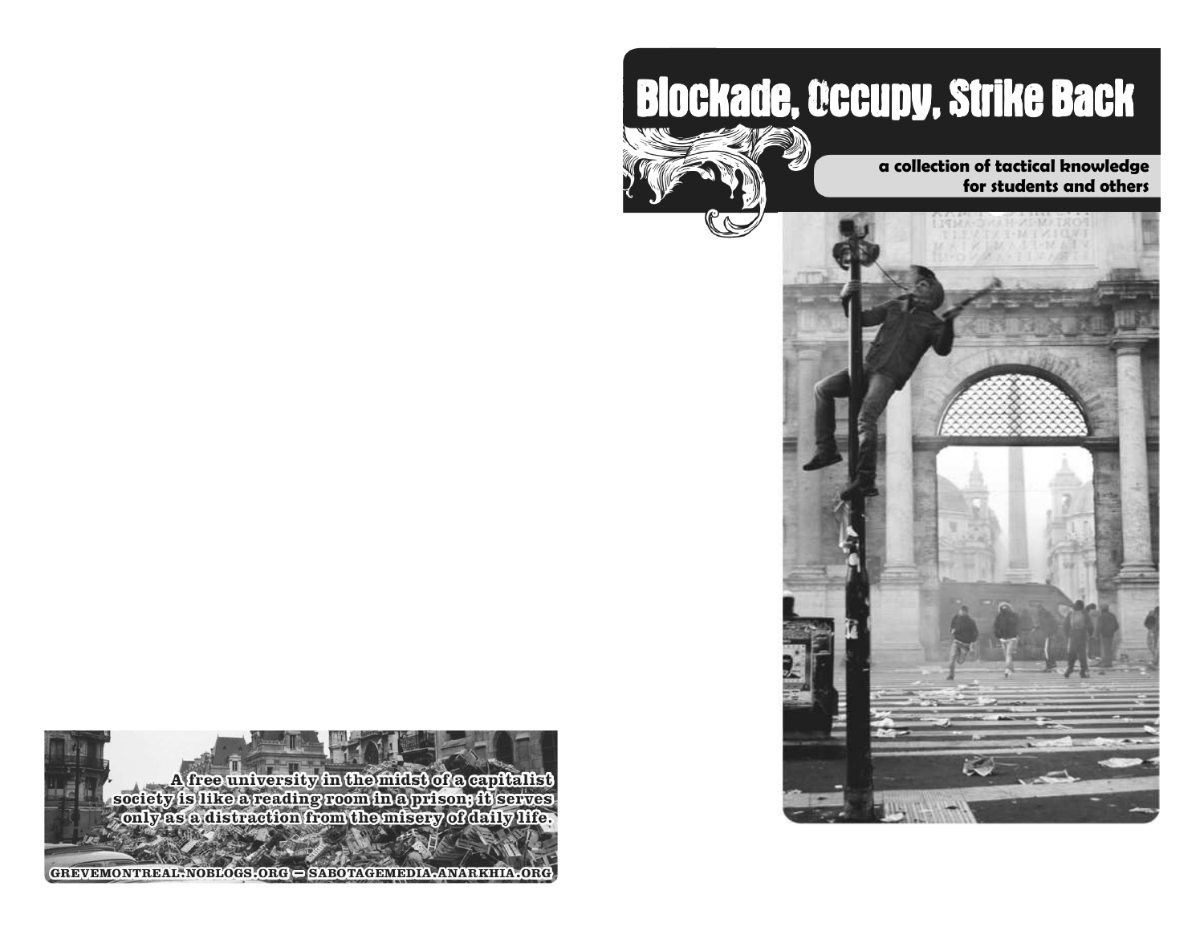A free university in the midst of a capitalist society is like a reading room in a prison; it serves only as a distraction from the misery of daily life.

GREVEMONTREAL.NOBLOGS.ORG — SABOTAGEMEDIA.ANARKHIA.ORG

# Blockade, Occupy, Strike Back

**a collection of tactical knowledge for students and others**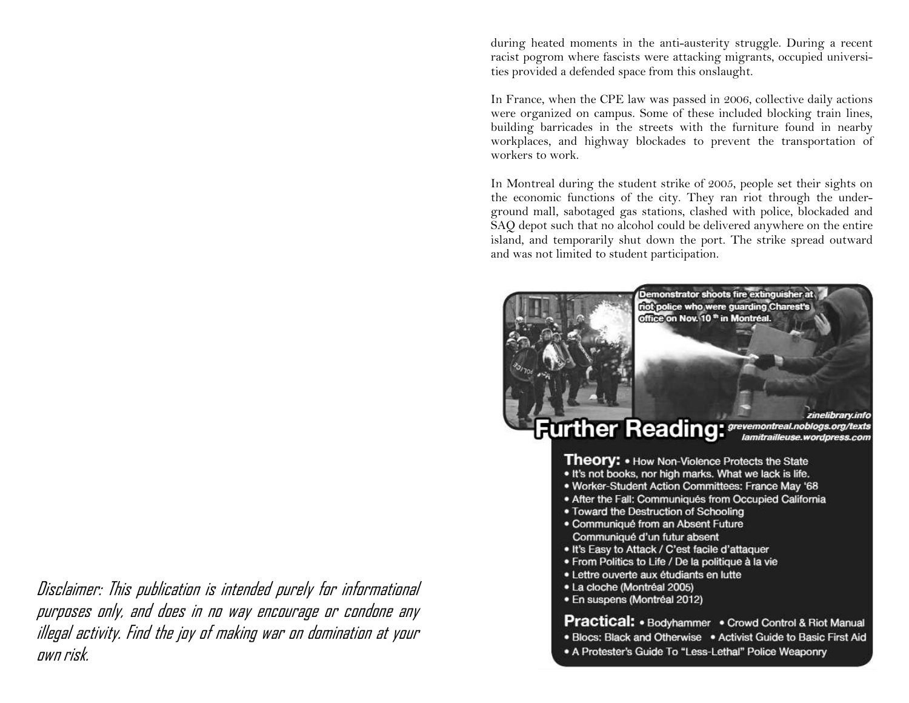during heated moments in the anti-austerity struggle. During a recent racist pogrom where fascists were attacking migrants, occupied universities provided a defended space from this onslaught.

In France, when the CPE law was passed in 2006, collective daily actions were organized on campus. Some of these included blocking train lines, building barricades in the streets with the furniture found in nearby workplaces, and highway blockades to prevent the transportation of workers to work.

In Montreal during the student strike of 2005, people set their sights on the economic functions of the city. They ran riot through the underground mall, sabotaged gas stations, clashed with police, blockaded and SAQ depot such that no alcohol could be delivered anywhere on the entire island, and temporarily shut down the port. The strike spread outward and was not limited to student participation.

Demonstrator shoots fire extinguisher at riot police who were guarding Charest's office on Nov. 10th in Montréal.

## Further Reading:

*zinelibrary.info*
*grevemontreal.noblogs.org/texts*
*lamitrailleuse.wordpress.com*

**Theory:**
- How Non-Violence Protects the State
- It's not books, nor high marks. What we lack is life.
- Worker-Student Action Committees: France May '68
- After the Fall: Communiqués from Occupied California
- Toward the Destruction of Schooling
- Communiqué from an Absent Future  
  Communiqué d'un futur absent
- It's Easy to Attack / C'est facile d'attaquer
- From Politics to Life / De la politique à la vie
- Lettre ouverte aux étudiants en lutte
- La cloche (Montréal 2005)
- En suspens (Montréal 2012)

**Practical:**
- Bodyhammer
- Crowd Control & Riot Manual
- Blocs: Black and Otherwise
- Activist Guide to Basic First Aid
- A Protester's Guide To "Less-Lethal" Police Weaponry

*Disclaimer: This publication is intended purely for informational purposes only, and does in no way encourage or condone any illegal activity. Find the joy of making war on domination at your own risk.*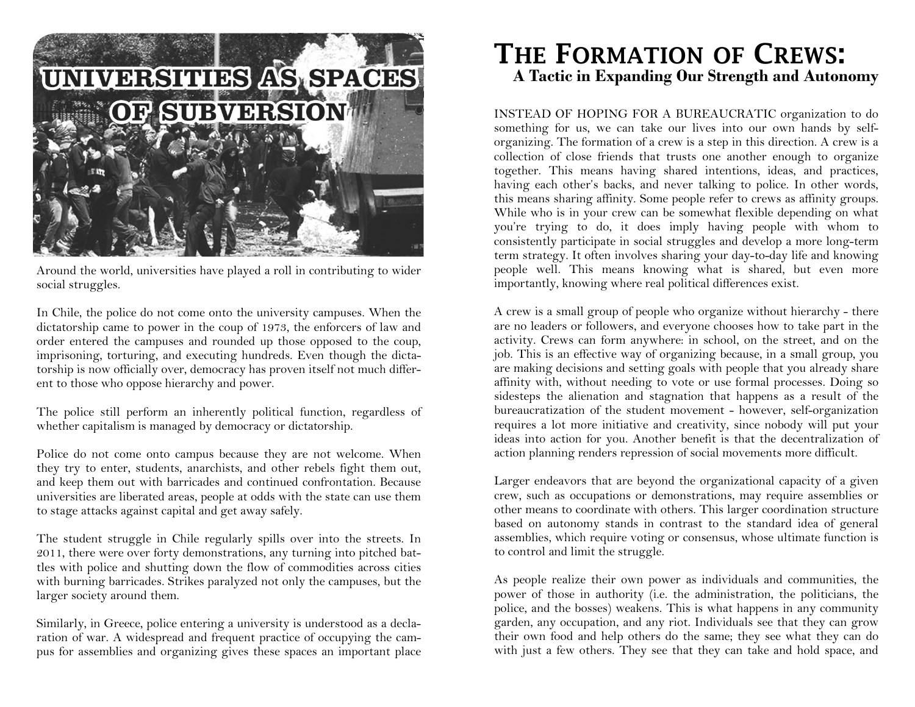# UNIVERSITIES AS SPACES OF SUBVERSION

Around the world, universities have played a roll in contributing to wider social struggles.

In Chile, the police do not come onto the university campuses. When the dictatorship came to power in the coup of 1973, the enforcers of law and order entered the campuses and rounded up those opposed to the coup, imprisoning, torturing, and executing hundreds. Even though the dictatorship is now officially over, democracy has proven itself not much different to those who oppose hierarchy and power.

The police still perform an inherently political function, regardless of whether capitalism is managed by democracy or dictatorship.

Police do not come onto campus because they are not welcome. When they try to enter, students, anarchists, and other rebels fight them out, and keep them out with barricades and continued confrontation. Because universities are liberated areas, people at odds with the state can use them to stage attacks against capital and get away safely.

The student struggle in Chile regularly spills over into the streets. In 2011, there were over forty demonstrations, any turning into pitched battles with police and shutting down the flow of commodities across cities with burning barricades. Strikes paralyzed not only the campuses, but the larger society around them.

Similarly, in Greece, police entering a university is understood as a declaration of war. A widespread and frequent practice of occupying the campus for assemblies and organizing gives these spaces an important place

# THE FORMATION OF CREWS:
## A Tactic in Expanding Our Strength and Autonomy

INSTEAD OF HOPING FOR A BUREAUCRATIC organization to do something for us, we can take our lives into our own hands by self-organizing. The formation of a crew is a step in this direction. A crew is a collection of close friends that trusts one another enough to organize together. This means having shared intentions, ideas, and practices, having each other's backs, and never talking to police. In other words, this means sharing affinity. Some people refer to crews as affinity groups. While who is in your crew can be somewhat flexible depending on what you're trying to do, it does imply having people with whom to consistently participate in social struggles and develop a more long-term term strategy. It often involves sharing your day-to-day life and knowing people well. This means knowing what is shared, but even more importantly, knowing where real political differences exist.

A crew is a small group of people who organize without hierarchy - there are no leaders or followers, and everyone chooses how to take part in the activity. Crews can form anywhere: in school, on the street, and on the job. This is an effective way of organizing because, in a small group, you are making decisions and setting goals with people that you already share affinity with, without needing to vote or use formal processes. Doing so sidesteps the alienation and stagnation that happens as a result of the bureaucratization of the student movement - however, self-organization requires a lot more initiative and creativity, since nobody will put your ideas into action for you. Another benefit is that the decentralization of action planning renders repression of social movements more difficult.

Larger endeavors that are beyond the organizational capacity of a given crew, such as occupations or demonstrations, may require assemblies or other means to coordinate with others. This larger coordination structure based on autonomy stands in contrast to the standard idea of general assemblies, which require voting or consensus, whose ultimate function is to control and limit the struggle.

As people realize their own power as individuals and communities, the power of those in authority (i.e. the administration, the politicians, the police, and the bosses) weakens. This is what happens in any community garden, any occupation, and any riot. Individuals see that they can grow their own food and help others do the same; they see what they can do with just a few others. They see that they can take and hold space, and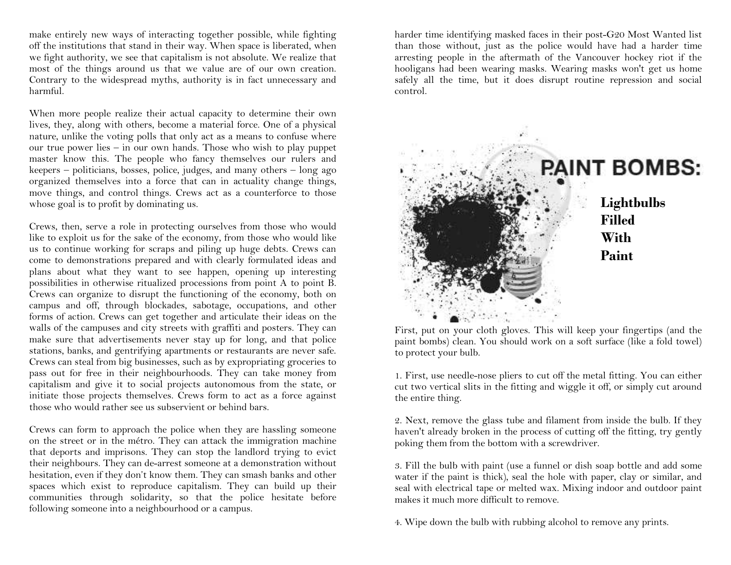make entirely new ways of interacting together possible, while fighting off the institutions that stand in their way. When space is liberated, when we fight authority, we see that capitalism is not absolute. We realize that most of the things around us that we value are of our own creation. Contrary to the widespread myths, authority is in fact unnecessary and harmful.

When more people realize their actual capacity to determine their own lives, they, along with others, become a material force. One of a physical nature, unlike the voting polls that only act as a means to confuse where our true power lies – in our own hands. Those who wish to play puppet master know this. The people who fancy themselves our rulers and keepers – politicians, bosses, police, judges, and many others – long ago organized themselves into a force that can in actuality change things, move things, and control things. Crews act as a counterforce to those whose goal is to profit by dominating us.

Crews, then, serve a role in protecting ourselves from those who would like to exploit us for the sake of the economy, from those who would like us to continue working for scraps and piling up huge debts. Crews can come to demonstrations prepared and with clearly formulated ideas and plans about what they want to see happen, opening up interesting possibilities in otherwise ritualized processions from point A to point B. Crews can organize to disrupt the functioning of the economy, both on campus and off, through blockades, sabotage, occupations, and other forms of action. Crews can get together and articulate their ideas on the walls of the campuses and city streets with graffiti and posters. They can make sure that advertisements never stay up for long, and that police stations, banks, and gentrifying apartments or restaurants are never safe. Crews can steal from big businesses, such as by expropriating groceries to pass out for free in their neighbourhoods. They can take money from capitalism and give it to social projects autonomous from the state, or initiate those projects themselves. Crews form to act as a force against those who would rather see us subservient or behind bars.

Crews can form to approach the police when they are hassling someone on the street or in the métro. They can attack the immigration machine that deports and imprisons. They can stop the landlord trying to evict their neighbours. They can de-arrest someone at a demonstration without hesitation, even if they don't know them. They can smash banks and other spaces which exist to reproduce capitalism. They can build up their communities through solidarity, so that the police hesitate before following someone into a neighbourhood or a campus.

harder time identifying masked faces in their post-G20 Most Wanted list than those without, just as the police would have had a harder time arresting people in the aftermath of the Vancouver hockey riot if the hooligans had been wearing masks. Wearing masks won't get us home safely all the time, but it does disrupt routine repression and social control.

# PAINT BOMBS:

**Lightbulbs Filled With Paint**

First, put on your cloth gloves. This will keep your fingertips (and the paint bombs) clean. You should work on a soft surface (like a fold towel) to protect your bulb.

1. First, use needle-nose pliers to cut off the metal fitting. You can either cut two vertical slits in the fitting and wiggle it off, or simply cut around the entire thing.

2. Next, remove the glass tube and filament from inside the bulb. If they haven't already broken in the process of cutting off the fitting, try gently poking them from the bottom with a screwdriver.

3. Fill the bulb with paint (use a funnel or dish soap bottle and add some water if the paint is thick), seal the hole with paper, clay or similar, and seal with electrical tape or melted wax. Mixing indoor and outdoor paint makes it much more difficult to remove.

4. Wipe down the bulb with rubbing alcohol to remove any prints.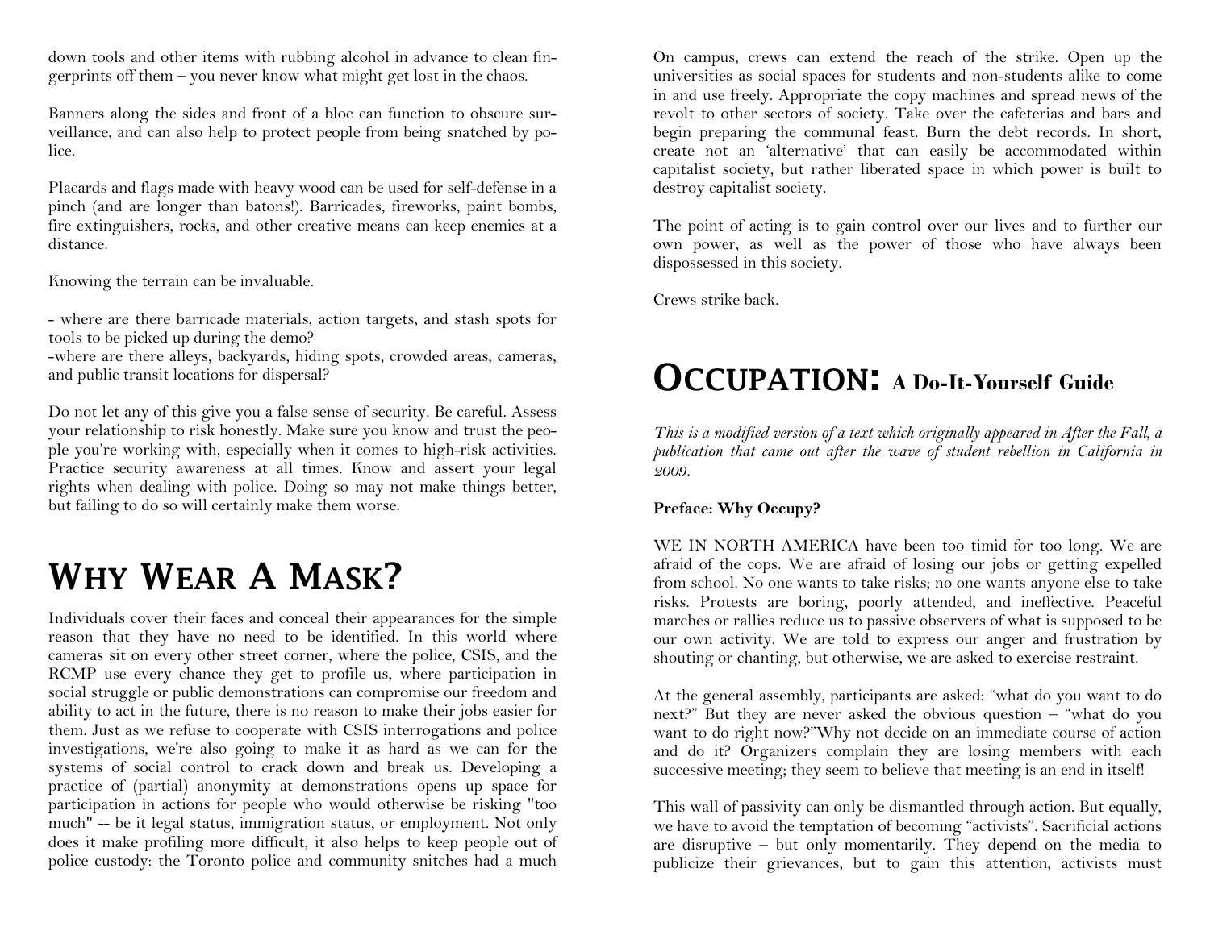down tools and other items with rubbing alcohol in advance to clean fingerprints off them – you never know what might get lost in the chaos.

Banners along the sides and front of a bloc can function to obscure surveillance, and can also help to protect people from being snatched by police.

Placards and flags made with heavy wood can be used for self-defense in a pinch (and are longer than batons!). Barricades, fireworks, paint bombs, fire extinguishers, rocks, and other creative means can keep enemies at a distance.

Knowing the terrain can be invaluable.

- where are there barricade materials, action targets, and stash spots for tools to be picked up during the demo?
-where are there alleys, backyards, hiding spots, crowded areas, cameras, and public transit locations for dispersal?

Do not let any of this give you a false sense of security. Be careful. Assess your relationship to risk honestly. Make sure you know and trust the people you're working with, especially when it comes to high-risk activities. Practice security awareness at all times. Know and assert your legal rights when dealing with police. Doing so may not make things better, but failing to do so will certainly make them worse.

# Why Wear A Mask?

Individuals cover their faces and conceal their appearances for the simple reason that they have no need to be identified. In this world where cameras sit on every other street corner, where the police, CSIS, and the RCMP use every chance they get to profile us, where participation in social struggle or public demonstrations can compromise our freedom and ability to act in the future, there is no reason to make their jobs easier for them. Just as we refuse to cooperate with CSIS interrogations and police investigations, we're also going to make it as hard as we can for the systems of social control to crack down and break us. Developing a practice of (partial) anonymity at demonstrations opens up space for participation in actions for people who would otherwise be risking "too much" -- be it legal status, immigration status, or employment. Not only does it make profiling more difficult, it also helps to keep people out of police custody: the Toronto police and community snitches had a much

On campus, crews can extend the reach of the strike. Open up the universities as social spaces for students and non-students alike to come in and use freely. Appropriate the copy machines and spread news of the revolt to other sectors of society. Take over the cafeterias and bars and begin preparing the communal feast. Burn the debt records. In short, create not an 'alternative' that can easily be accommodated within capitalist society, but rather liberated space in which power is built to destroy capitalist society.

The point of acting is to gain control over our lives and to further our own power, as well as the power of those who have always been dispossessed in this society.

Crews strike back.

# Occupation: A Do-It-Yourself Guide

*This is a modified version of a text which originally appeared in After the Fall, a publication that came out after the wave of student rebellion in California in 2009.*

**Preface: Why Occupy?**

WE IN NORTH AMERICA have been too timid for too long. We are afraid of the cops. We are afraid of losing our jobs or getting expelled from school. No one wants to take risks; no one wants anyone else to take risks. Protests are boring, poorly attended, and ineffective. Peaceful marches or rallies reduce us to passive observers of what is supposed to be our own activity. We are told to express our anger and frustration by shouting or chanting, but otherwise, we are asked to exercise restraint.

At the general assembly, participants are asked: "what do you want to do next?" But they are never asked the obvious question – "what do you want to do right now?"Why not decide on an immediate course of action and do it? Organizers complain they are losing members with each successive meeting; they seem to believe that meeting is an end in itself!

This wall of passivity can only be dismantled through action. But equally, we have to avoid the temptation of becoming "activists". Sacrificial actions are disruptive – but only momentarily. They depend on the media to publicize their grievances, but to gain this attention, activists must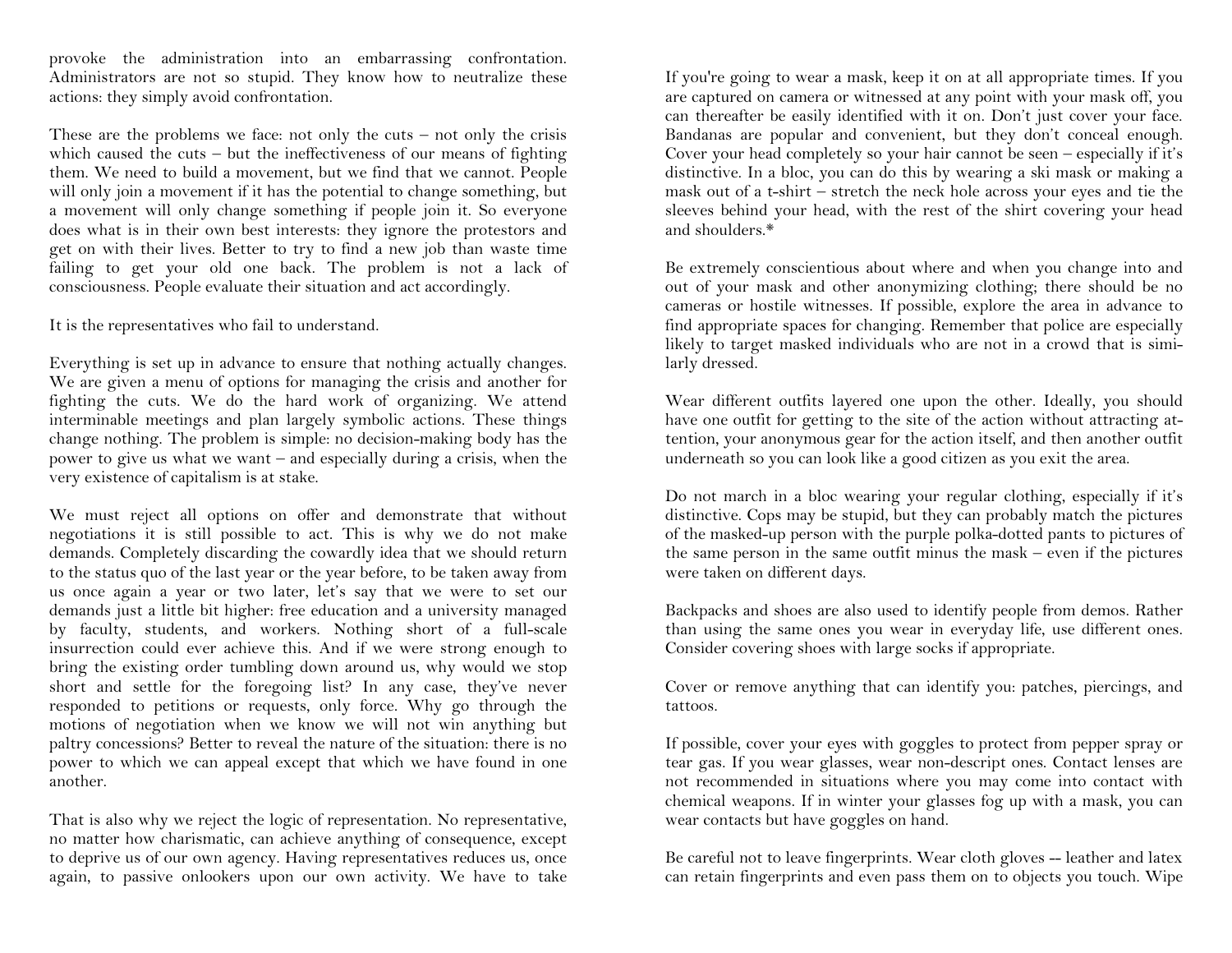provoke the administration into an embarrassing confrontation. Administrators are not so stupid. They know how to neutralize these actions: they simply avoid confrontation.

These are the problems we face: not only the cuts – not only the crisis which caused the cuts – but the ineffectiveness of our means of fighting them. We need to build a movement, but we find that we cannot. People will only join a movement if it has the potential to change something, but a movement will only change something if people join it. So everyone does what is in their own best interests: they ignore the protestors and get on with their lives. Better to try to find a new job than waste time failing to get your old one back. The problem is not a lack of consciousness. People evaluate their situation and act accordingly.

It is the representatives who fail to understand.

Everything is set up in advance to ensure that nothing actually changes. We are given a menu of options for managing the crisis and another for fighting the cuts. We do the hard work of organizing. We attend interminable meetings and plan largely symbolic actions. These things change nothing. The problem is simple: no decision-making body has the power to give us what we want – and especially during a crisis, when the very existence of capitalism is at stake.

We must reject all options on offer and demonstrate that without negotiations it is still possible to act. This is why we do not make demands. Completely discarding the cowardly idea that we should return to the status quo of the last year or the year before, to be taken away from us once again a year or two later, let's say that we were to set our demands just a little bit higher: free education and a university managed by faculty, students, and workers. Nothing short of a full-scale insurrection could ever achieve this. And if we were strong enough to bring the existing order tumbling down around us, why would we stop short and settle for the foregoing list? In any case, they've never responded to petitions or requests, only force. Why go through the motions of negotiation when we know we will not win anything but paltry concessions? Better to reveal the nature of the situation: there is no power to which we can appeal except that which we have found in one another.

That is also why we reject the logic of representation. No representative, no matter how charismatic, can achieve anything of consequence, except to deprive us of our own agency. Having representatives reduces us, once again, to passive onlookers upon our own activity. We have to take

If you're going to wear a mask, keep it on at all appropriate times. If you are captured on camera or witnessed at any point with your mask off, you can thereafter be easily identified with it on. Don't just cover your face. Bandanas are popular and convenient, but they don't conceal enough. Cover your head completely so your hair cannot be seen – especially if it's distinctive. In a bloc, you can do this by wearing a ski mask or making a mask out of a t-shirt – stretch the neck hole across your eyes and tie the sleeves behind your head, with the rest of the shirt covering your head and shoulders.*

Be extremely conscientious about where and when you change into and out of your mask and other anonymizing clothing; there should be no cameras or hostile witnesses. If possible, explore the area in advance to find appropriate spaces for changing. Remember that police are especially likely to target masked individuals who are not in a crowd that is similarly dressed.

Wear different outfits layered one upon the other. Ideally, you should have one outfit for getting to the site of the action without attracting attention, your anonymous gear for the action itself, and then another outfit underneath so you can look like a good citizen as you exit the area.

Do not march in a bloc wearing your regular clothing, especially if it's distinctive. Cops may be stupid, but they can probably match the pictures of the masked-up person with the purple polka-dotted pants to pictures of the same person in the same outfit minus the mask – even if the pictures were taken on different days.

Backpacks and shoes are also used to identify people from demos. Rather than using the same ones you wear in everyday life, use different ones. Consider covering shoes with large socks if appropriate.

Cover or remove anything that can identify you: patches, piercings, and tattoos.

If possible, cover your eyes with goggles to protect from pepper spray or tear gas. If you wear glasses, wear non-descript ones. Contact lenses are not recommended in situations where you may come into contact with chemical weapons. If in winter your glasses fog up with a mask, you can wear contacts but have goggles on hand.

Be careful not to leave fingerprints. Wear cloth gloves -- leather and latex can retain fingerprints and even pass them on to objects you touch. Wipe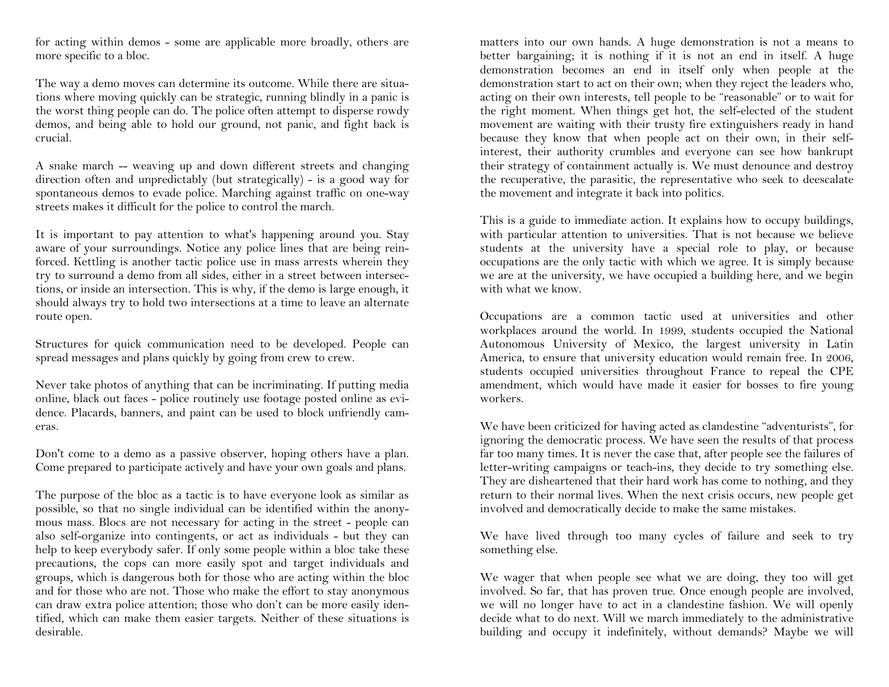for acting within demos - some are applicable more broadly, others are more specific to a bloc.

The way a demo moves can determine its outcome. While there are situations where moving quickly can be strategic, running blindly in a panic is the worst thing people can do. The police often attempt to disperse rowdy demos, and being able to hold our ground, not panic, and fight back is crucial.

A snake march -- weaving up and down different streets and changing direction often and unpredictably (but strategically) - is a good way for spontaneous demos to evade police. Marching against traffic on one-way streets makes it difficult for the police to control the march.

It is important to pay attention to what's happening around you. Stay aware of your surroundings. Notice any police lines that are being reinforced. Kettling is another tactic police use in mass arrests wherein they try to surround a demo from all sides, either in a street between intersections, or inside an intersection. This is why, if the demo is large enough, it should always try to hold two intersections at a time to leave an alternate route open.

Structures for quick communication need to be developed. People can spread messages and plans quickly by going from crew to crew.

Never take photos of anything that can be incriminating. If putting media online, black out faces - police routinely use footage posted online as evidence. Placards, banners, and paint can be used to block unfriendly cameras.

Don't come to a demo as a passive observer, hoping others have a plan. Come prepared to participate actively and have your own goals and plans.

The purpose of the bloc as a tactic is to have everyone look as similar as possible, so that no single individual can be identified within the anonymous mass. Blocs are not necessary for acting in the street - people can also self-organize into contingents, or act as individuals - but they can help to keep everybody safer. If only some people within a bloc take these precautions, the cops can more easily spot and target individuals and groups, which is dangerous both for those who are acting within the bloc and for those who are not. Those who make the effort to stay anonymous can draw extra police attention; those who don't can be more easily identified, which can make them easier targets. Neither of these situations is desirable.

matters into our own hands. A huge demonstration is not a means to better bargaining; it is nothing if it is not an end in itself. A huge demonstration becomes an end in itself only when people at the demonstration start to act on their own; when they reject the leaders who, acting on their own interests, tell people to be "reasonable" or to wait for the right moment. When things get hot, the self-elected of the student movement are waiting with their trusty fire extinguishers ready in hand because they know that when people act on their own, in their self-interest, their authority crumbles and everyone can see how bankrupt their strategy of containment actually is. We must denounce and destroy the recuperative, the parasitic, the representative who seek to deescalate the movement and integrate it back into politics.

This is a guide to immediate action. It explains how to occupy buildings, with particular attention to universities. That is not because we believe students at the university have a special role to play, or because occupations are the only tactic with which we agree. It is simply because we are at the university, we have occupied a building here, and we begin with what we know.

Occupations are a common tactic used at universities and other workplaces around the world. In 1999, students occupied the National Autonomous University of Mexico, the largest university in Latin America, to ensure that university education would remain free. In 2006, students occupied universities throughout France to repeal the CPE amendment, which would have made it easier for bosses to fire young workers.

We have been criticized for having acted as clandestine "adventurists", for ignoring the democratic process. We have seen the results of that process far too many times. It is never the case that, after people see the failures of letter-writing campaigns or teach-ins, they decide to try something else. They are disheartened that their hard work has come to nothing, and they return to their normal lives. When the next crisis occurs, new people get involved and democratically decide to make the same mistakes.

We have lived through too many cycles of failure and seek to try something else.

We wager that when people see what we are doing, they too will get involved. So far, that has proven true. Once enough people are involved, we will no longer have to act in a clandestine fashion. We will openly decide what to do next. Will we march immediately to the administrative building and occupy it indefinitely, without demands? Maybe we will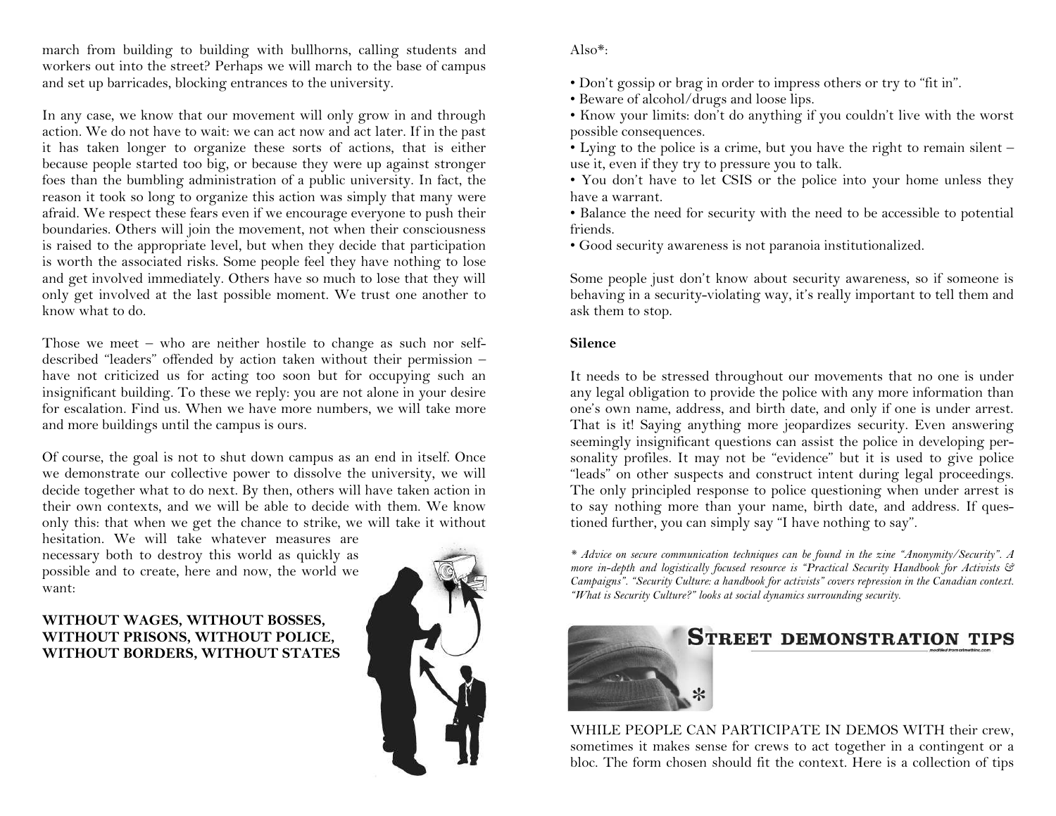march from building to building with bullhorns, calling students and workers out into the street? Perhaps we will march to the base of campus and set up barricades, blocking entrances to the university.

In any case, we know that our movement will only grow in and through action. We do not have to wait: we can act now and act later. If in the past it has taken longer to organize these sorts of actions, that is either because people started too big, or because they were up against stronger foes than the bumbling administration of a public university. In fact, the reason it took so long to organize this action was simply that many were afraid. We respect these fears even if we encourage everyone to push their boundaries. Others will join the movement, not when their consciousness is raised to the appropriate level, but when they decide that participation is worth the associated risks. Some people feel they have nothing to lose and get involved immediately. Others have so much to lose that they will only get involved at the last possible moment. We trust one another to know what to do.

Those we meet – who are neither hostile to change as such nor self-described "leaders" offended by action taken without their permission – have not criticized us for acting too soon but for occupying such an insignificant building. To these we reply: you are not alone in your desire for escalation. Find us. When we have more numbers, we will take more and more buildings until the campus is ours.

Of course, the goal is not to shut down campus as an end in itself. Once we demonstrate our collective power to dissolve the university, we will decide together what to do next. By then, others will have taken action in their own contexts, and we will be able to decide with them. We know only this: that when we get the chance to strike, we will take it without hesitation. We will take whatever measures are necessary both to destroy this world as quickly as possible and to create, here and now, the world we want:

**WITHOUT WAGES, WITHOUT BOSSES, WITHOUT PRISONS, WITHOUT POLICE, WITHOUT BORDERS, WITHOUT STATES**

Also*:

- Don't gossip or brag in order to impress others or try to "fit in".
- Beware of alcohol/drugs and loose lips.
- Know your limits: don't do anything if you couldn't live with the worst possible consequences.
- Lying to the police is a crime, but you have the right to remain silent – use it, even if they try to pressure you to talk.
- You don't have to let CSIS or the police into your home unless they have a warrant.
- Balance the need for security with the need to be accessible to potential friends.
- Good security awareness is not paranoia institutionalized.

Some people just don't know about security awareness, so if someone is behaving in a security-violating way, it's really important to tell them and ask them to stop.

**Silence**

It needs to be stressed throughout our movements that no one is under any legal obligation to provide the police with any more information than one's own name, address, and birth date, and only if one is under arrest. That is it! Saying anything more jeopardizes security. Even answering seemingly insignificant questions can assist the police in developing personality profiles. It may not be "evidence" but it is used to give police "leads" on other suspects and construct intent during legal proceedings. The only principled response to police questioning when under arrest is to say nothing more than your name, birth date, and address. If questioned further, you can simply say "I have nothing to say".

*\* Advice on secure communication techniques can be found in the zine "Anonymity/Security". A more in-depth and logistically focused resource is "Practical Security Handbook for Activists & Campaigns". "Security Culture: a handbook for activists" covers repression in the Canadian context. "What is Security Culture?" looks at social dynamics surrounding security.*

## Street demonstration tips

modified from crimethinc.com

WHILE PEOPLE CAN PARTICIPATE IN DEMOS WITH their crew, sometimes it makes sense for crews to act together in a contingent or a bloc. The form chosen should fit the context. Here is a collection of tips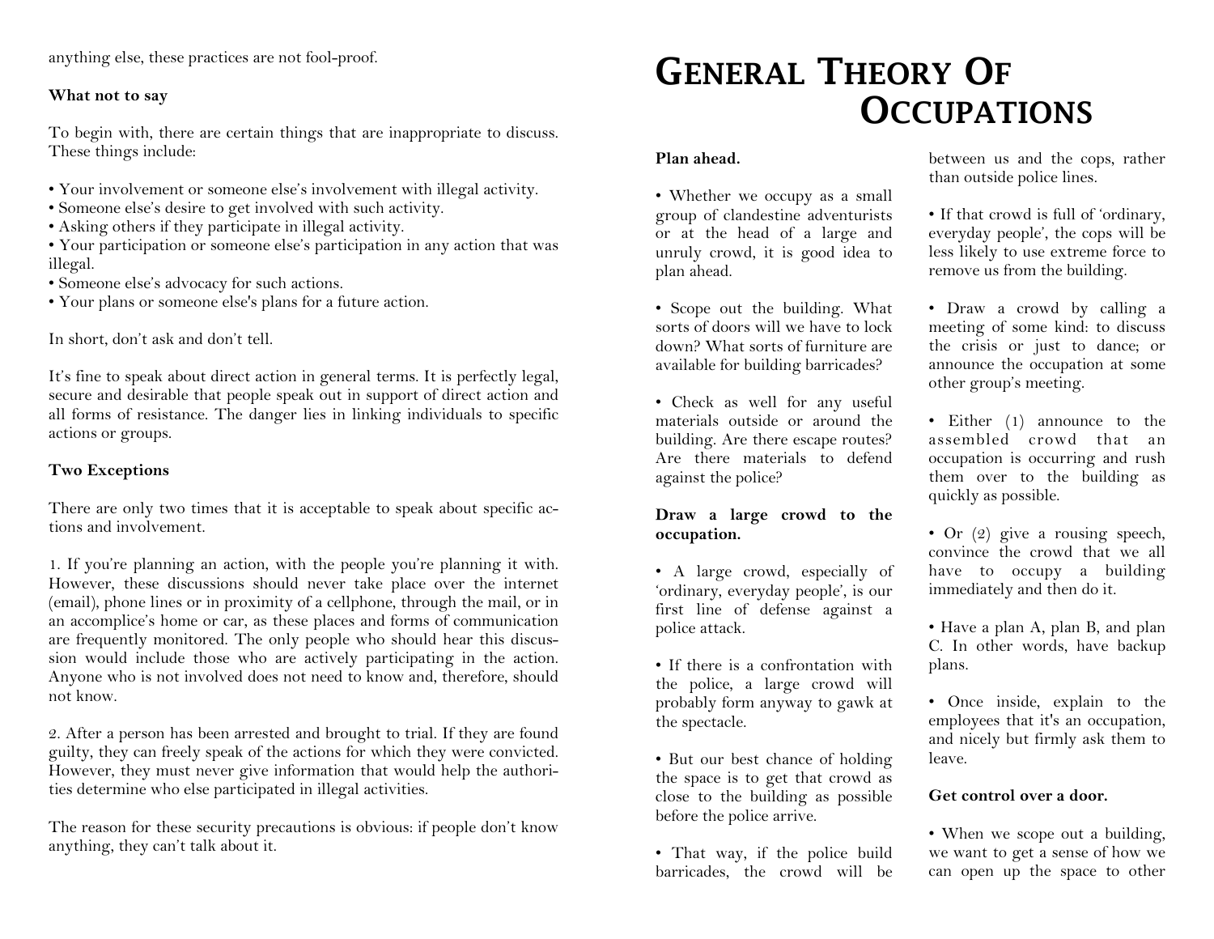anything else, these practices are not fool-proof.

**What not to say**

To begin with, there are certain things that are inappropriate to discuss. These things include:

- Your involvement or someone else's involvement with illegal activity.
- Someone else's desire to get involved with such activity.
- Asking others if they participate in illegal activity.
- Your participation or someone else's participation in any action that was illegal.
- Someone else's advocacy for such actions.
- Your plans or someone else's plans for a future action.

In short, don't ask and don't tell.

It's fine to speak about direct action in general terms. It is perfectly legal, secure and desirable that people speak out in support of direct action and all forms of resistance. The danger lies in linking individuals to specific actions or groups.

**Two Exceptions**

There are only two times that it is acceptable to speak about specific actions and involvement.

1. If you're planning an action, with the people you're planning it with. However, these discussions should never take place over the internet (email), phone lines or in proximity of a cellphone, through the mail, or in an accomplice's home or car, as these places and forms of communication are frequently monitored. The only people who should hear this discussion would include those who are actively participating in the action. Anyone who is not involved does not need to know and, therefore, should not know.

2. After a person has been arrested and brought to trial. If they are found guilty, they can freely speak of the actions for which they were convicted. However, they must never give information that would help the authorities determine who else participated in illegal activities.

The reason for these security precautions is obvious: if people don't know anything, they can't talk about it.

# General Theory Of Occupations

**Plan ahead.**

- Whether we occupy as a small group of clandestine adventurists or at the head of a large and unruly crowd, it is good idea to plan ahead.

- Scope out the building. What sorts of doors will we have to lock down? What sorts of furniture are available for building barricades?

- Check as well for any useful materials outside or around the building. Are there escape routes? Are there materials to defend against the police?

**Draw a large crowd to the occupation.**

- A large crowd, especially of 'ordinary, everyday people', is our first line of defense against a police attack.

- If there is a confrontation with the police, a large crowd will probably form anyway to gawk at the spectacle.

- But our best chance of holding the space is to get that crowd as close to the building as possible before the police arrive.

- That way, if the police build barricades, the crowd will be between us and the cops, rather than outside police lines.

- If that crowd is full of 'ordinary, everyday people', the cops will be less likely to use extreme force to remove us from the building.

- Draw a crowd by calling a meeting of some kind: to discuss the crisis or just to dance; or announce the occupation at some other group's meeting.

- Either (1) announce to the assembled crowd that an occupation is occurring and rush them over to the building as quickly as possible.

- Or (2) give a rousing speech, convince the crowd that we all have to occupy a building immediately and then do it.

- Have a plan A, plan B, and plan C. In other words, have backup plans.

- Once inside, explain to the employees that it's an occupation, and nicely but firmly ask them to leave.

**Get control over a door.**

- When we scope out a building, we want to get a sense of how we can open up the space to other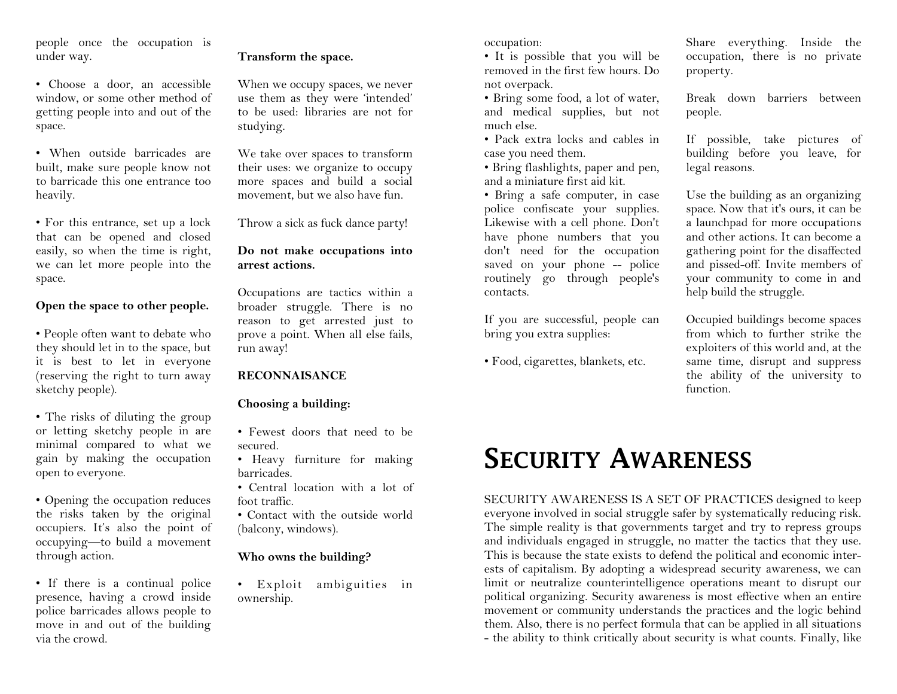people once the occupation is under way.

• Choose a door, an accessible window, or some other method of getting people into and out of the space.

• When outside barricades are built, make sure people know not to barricade this one entrance too heavily.

• For this entrance, set up a lock that can be opened and closed easily, so when the time is right, we can let more people into the space.

**Open the space to other people.**

• People often want to debate who they should let in to the space, but it is best to let in everyone (reserving the right to turn away sketchy people).

• The risks of diluting the group or letting sketchy people in are minimal compared to what we gain by making the occupation open to everyone.

• Opening the occupation reduces the risks taken by the original occupiers. It's also the point of occupying—to build a movement through action.

• If there is a continual police presence, having a crowd inside police barricades allows people to move in and out of the building via the crowd.

**Transform the space.**

When we occupy spaces, we never use them as they were 'intended' to be used: libraries are not for studying.

We take over spaces to transform their uses: we organize to occupy more spaces and build a social movement, but we also have fun.

Throw a sick as fuck dance party!

**Do not make occupations into arrest actions.**

Occupations are tactics within a broader struggle. There is no reason to get arrested just to prove a point. When all else fails, run away!

**RECONNAISANCE**

**Choosing a building:**

• Fewest doors that need to be secured.
• Heavy furniture for making barricades.
• Central location with a lot of foot traffic.
• Contact with the outside world (balcony, windows).

**Who owns the building?**

• Exploit ambiguities in ownership.

occupation:
• It is possible that you will be removed in the first few hours. Do not overpack.
• Bring some food, a lot of water, and medical supplies, but not much else.
• Pack extra locks and cables in case you need them.
• Bring flashlights, paper and pen, and a miniature first aid kit.
• Bring a safe computer, in case police confiscate your supplies. Likewise with a cell phone. Don't have phone numbers that you don't need for the occupation saved on your phone -- police routinely go through people's contacts.

If you are successful, people can bring you extra supplies:

• Food, cigarettes, blankets, etc.

Share everything. Inside the occupation, there is no private property.

Break down barriers between people.

If possible, take pictures of building before you leave, for legal reasons.

Use the building as an organizing space. Now that it's ours, it can be a launchpad for more occupations and other actions. It can become a gathering point for the disaffected and pissed-off. Invite members of your community to come in and help build the struggle.

Occupied buildings become spaces from which to further strike the exploiters of this world and, at the same time, disrupt and suppress the ability of the university to function.

# Security Awareness

SECURITY AWARENESS IS A SET OF PRACTICES designed to keep everyone involved in social struggle safer by systematically reducing risk. The simple reality is that governments target and try to repress groups and individuals engaged in struggle, no matter the tactics that they use. This is because the state exists to defend the political and economic interests of capitalism. By adopting a widespread security awareness, we can limit or neutralize counterintelligence operations meant to disrupt our political organizing. Security awareness is most effective when an entire movement or community understands the practices and the logic behind them. Also, there is no perfect formula that can be applied in all situations - the ability to think critically about security is what counts. Finally, like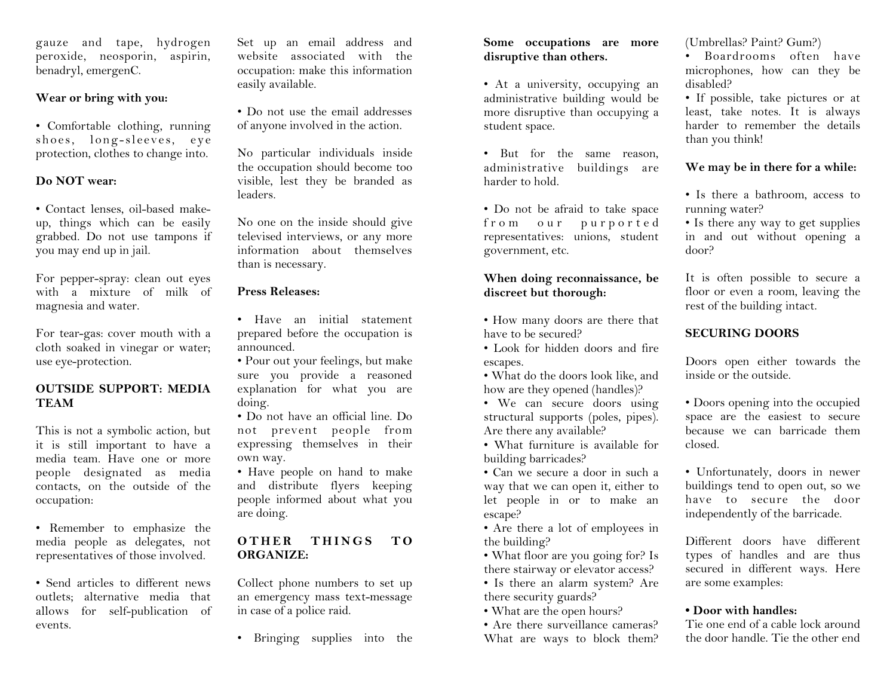gauze and tape, hydrogen peroxide, neosporin, aspirin, benadryl, emergenC.

**Wear or bring with you:**

• Comfortable clothing, running shoes, long-sleeves, eye protection, clothes to change into.

**Do NOT wear:**

• Contact lenses, oil-based make-up, things which can be easily grabbed. Do not use tampons if you may end up in jail.

For pepper-spray: clean out eyes with a mixture of milk of magnesia and water.

For tear-gas: cover mouth with a cloth soaked in vinegar or water; use eye-protection.

**OUTSIDE SUPPORT: MEDIA TEAM**

This is not a symbolic action, but it is still important to have a media team. Have one or more people designated as media contacts, on the outside of the occupation:

• Remember to emphasize the media people as delegates, not representatives of those involved.

• Send articles to different news outlets; alternative media that allows for self-publication of events.

Set up an email address and website associated with the occupation: make this information easily available.

• Do not use the email addresses of anyone involved in the action.

No particular individuals inside the occupation should become too visible, lest they be branded as leaders.

No one on the inside should give televised interviews, or any more information about themselves than is necessary.

**Press Releases:**

• Have an initial statement prepared before the occupation is announced.
• Pour out your feelings, but make sure you provide a reasoned explanation for what you are doing.
• Do not have an official line. Do not prevent people from expressing themselves in their own way.
• Have people on hand to make and distribute flyers keeping people informed about what you are doing.

**OTHER THINGS TO ORGANIZE:**

Collect phone numbers to set up an emergency mass text-message in case of a police raid.

• Bringing supplies into the

**Some occupations are more disruptive than others.**

• At a university, occupying an administrative building would be more disruptive than occupying a student space.

• But for the same reason, administrative buildings are harder to hold.

• Do not be afraid to take space from our purported representatives: unions, student government, etc.

**When doing reconnaissance, be discreet but thorough:**

• How many doors are there that have to be secured?
• Look for hidden doors and fire escapes.
• What do the doors look like, and how are they opened (handles)?
• We can secure doors using structural supports (poles, pipes). Are there any available?
• What furniture is available for building barricades?
• Can we secure a door in such a way that we can open it, either to let people in or to make an escape?
• Are there a lot of employees in the building?
• What floor are you going for? Is there stairway or elevator access?
• Is there an alarm system? Are there security guards?
• What are the open hours?
• Are there surveillance cameras? What are ways to block them? (Umbrellas? Paint? Gum?)
• Boardrooms often have microphones, how can they be disabled?
• If possible, take pictures or at least, take notes. It is always harder to remember the details than you think!

**We may be in there for a while:**

• Is there a bathroom, access to running water?
• Is there any way to get supplies in and out without opening a door?

It is often possible to secure a floor or even a room, leaving the rest of the building intact.

**SECURING DOORS**

Doors open either towards the inside or the outside.

• Doors opening into the occupied space are the easiest to secure because we can barricade them closed.

• Unfortunately, doors in newer buildings tend to open out, so we have to secure the door independently of the barricade.

Different doors have different types of handles and are thus secured in different ways. Here are some examples:

**• Door with handles:**
Tie one end of a cable lock around the door handle. Tie the other end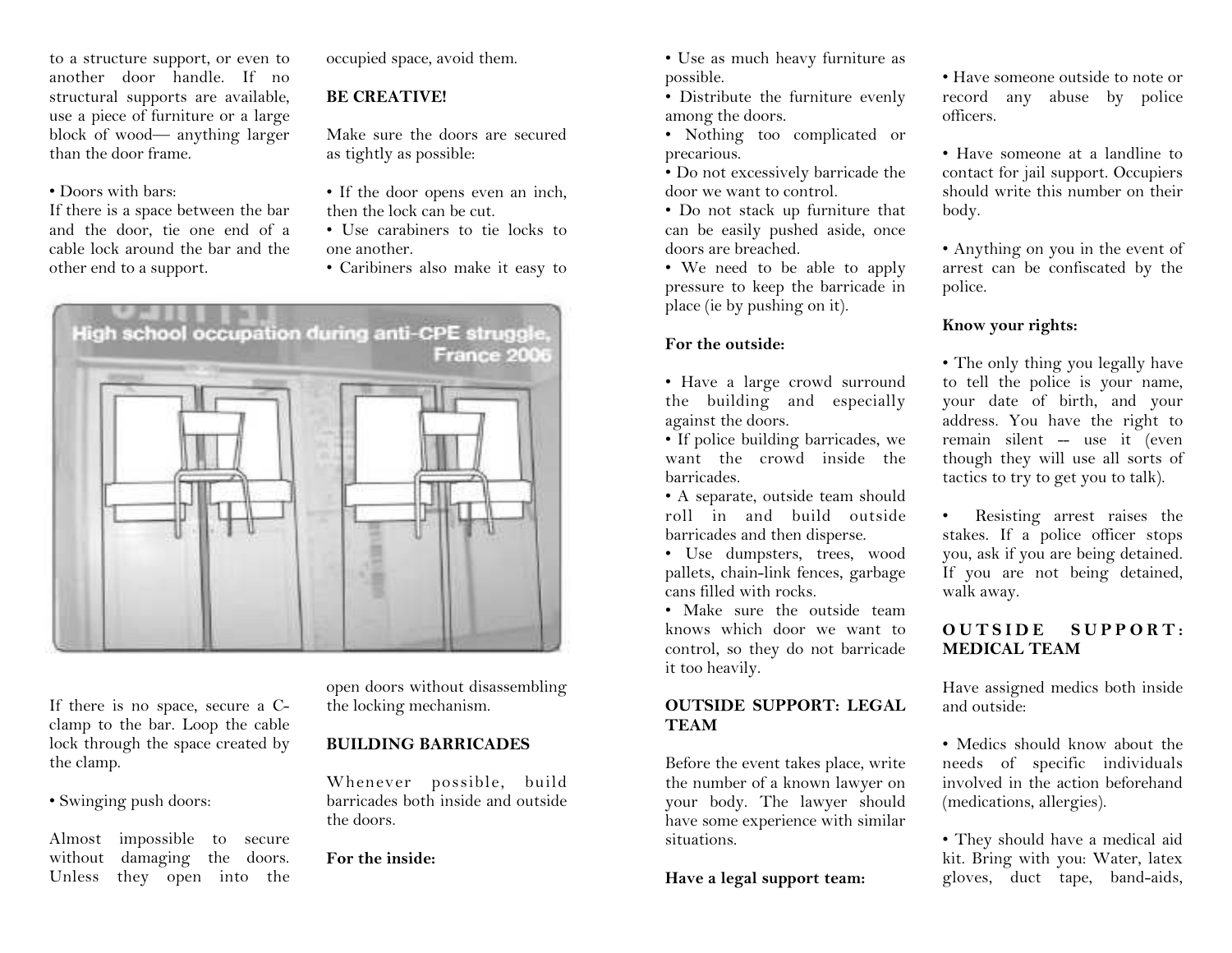to a structure support, or even to another door handle. If no structural supports are available, use a piece of furniture or a large block of wood— anything larger than the door frame.

• Doors with bars:
If there is a space between the bar and the door, tie one end of a cable lock around the bar and the other end to a support.

High school occupation during anti-CPE struggle, France 2006

If there is no space, secure a C-clamp to the bar. Loop the cable lock through the space created by the clamp.

• Swinging push doors:

Almost impossible to secure without damaging the doors. Unless they open into the occupied space, avoid them.

**BE CREATIVE!**

Make sure the doors are secured as tightly as possible:

• If the door opens even an inch, then the lock can be cut.
• Use carabiners to tie locks to one another.
• Caribiners also make it easy to open doors without disassembling the locking mechanism.

**BUILDING BARRICADES**

Whenever possible, build barricades both inside and outside the doors.

**For the inside:**

• Use as much heavy furniture as possible.
• Distribute the furniture evenly among the doors.
• Nothing too complicated or precarious.
• Do not excessively barricade the door we want to control.
• Do not stack up furniture that can be easily pushed aside, once doors are breached.
• We need to be able to apply pressure to keep the barricade in place (ie by pushing on it).

**For the outside:**

• Have a large crowd surround the building and especially against the doors.
• If police building barricades, we want the crowd inside the barricades.
• A separate, outside team should roll in and build outside barricades and then disperse.
• Use dumpsters, trees, wood pallets, chain-link fences, garbage cans filled with rocks.
• Make sure the outside team knows which door we want to control, so they do not barricade it too heavily.

**OUTSIDE SUPPORT: LEGAL TEAM**

Before the event takes place, write the number of a known lawyer on your body. The lawyer should have some experience with similar situations.

**Have a legal support team:**

• Have someone outside to note or record any abuse by police officers.

• Have someone at a landline to contact for jail support. Occupiers should write this number on their body.

• Anything on you in the event of arrest can be confiscated by the police.

**Know your rights:**

• The only thing you legally have to tell the police is your name, your date of birth, and your address. You have the right to remain silent -- use it (even though they will use all sorts of tactics to try to get you to talk).

• Resisting arrest raises the stakes. If a police officer stops you, ask if you are being detained. If you are not being detained, walk away.

**OUTSIDE SUPPORT: MEDICAL TEAM**

Have assigned medics both inside and outside:

• Medics should know about the needs of specific individuals involved in the action beforehand (medications, allergies).

• They should have a medical aid kit. Bring with you: Water, latex gloves, duct tape, band-aids,